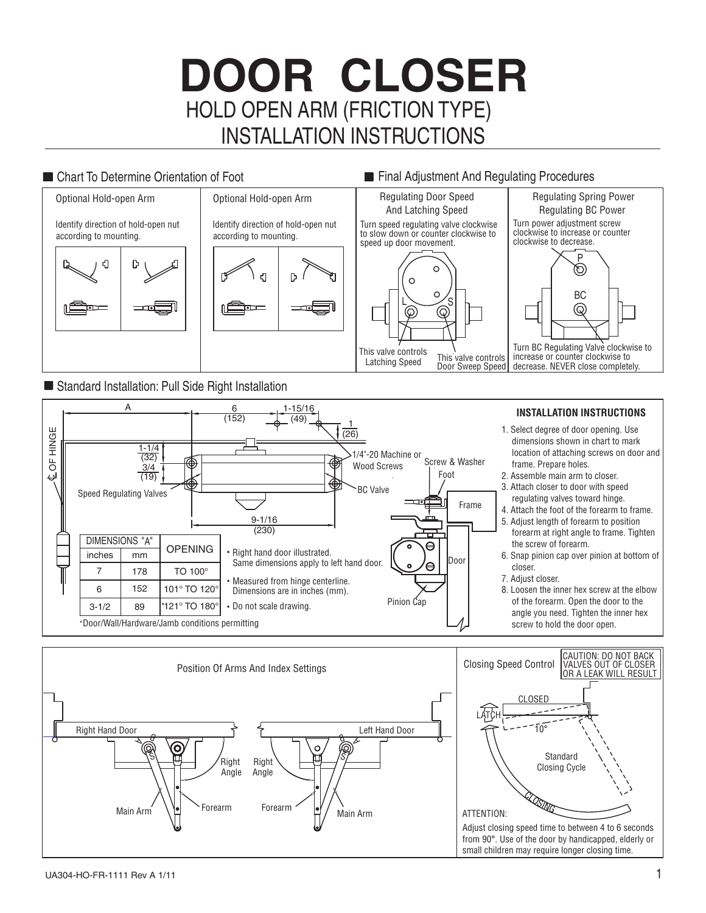# DOOR CLOSER

## HOLD OPEN ARM (FRICTION TYPE) INSTALLATION INSTRUCTIONS

### Chart To Determine Orientation of Foot

**Optional Hold-open Arm**

Identify direction of hold-open nut according to mounting.

**Optional Hold-open Arm**

Identify direction of hold-open nut according to mounting.

### Final Adjustment And Regulating Procedures

**Regulating Door Speed And Latching Speed**

Turn speed regulating valve clockwise to slow down or counter clockwise to speed up door movement.

L — This valve controls Latching Speed

S — This valve controls Door Sweep Speed

**Regulating Spring Power Regulating BC Power**

P — Turn power adjustment screw clockwise to increase or counter clockwise to decrease.

BC — Turn BC Regulating Valve clockwise to increase or counter clockwise to decrease. NEVER close completely.

### Standard Installation: Pull Side Right Installation

Diagram dimensions: A; 6 (152); 1-15/16 (49); 1 (26); 1-1/4 (32); 3/4 (19); 9-1/16 (230). Labels: ℄ OF HINGE, Speed Regulating Valves, 1/4"-20 Machine or Wood Screws, BC Valve, Screw & Washer, Foot, Frame, Door, Pinion Cap.

| DIMENSIONS "A" | | OPENING |
|---|---|---|
| inches | mm | |
| 7 | 178 | TO 100° |
| 6 | 152 | 101° TO 120° |
| 3-1/2 | 89 | *121° TO 180° |

*Door/Wall/Hardware/Jamb conditions permitting

- Right hand door illustrated. Same dimensions apply to left hand door.
- Measured from hinge centerline. Dimensions are in inches (mm).
- Do not scale drawing.

#### INSTALLATION INSTRUCTIONS

1. Select degree of door opening. Use dimensions shown in chart to mark location of attaching screws on door and frame. Prepare holes.
2. Assemble main arm to closer.
3. Attach closer to door with speed regulating valves toward hinge.
4. Attach the foot of the forearm to frame.
5. Adjust length of forearm to position forearm at right angle to frame. Tighten the screw of forearm.
6. Snap pinion cap over pinion at bottom of closer.
7. Adjust closer.
8. Loosen the inner hex screw at the elbow of the forearm. Open the door to the angle you need. Tighten the inner hex screw to hold the door open.

### Position Of Arms And Index Settings

Right Hand Door — Main Arm, Forearm, Right Angle

Left Hand Door — Forearm, Main Arm, Right Angle

### Closing Speed Control

CAUTION: DO NOT BACK VALVES OUT OF CLOSER OR A LEAK WILL RESULT

CLOSED, LATCH, 10°, Standard Closing Cycle, CLOSING

ATTENTION:

Adjust closing speed time to between 4 to 6 seconds from 90°. Use of the door by handicapped, elderly or small children may require longer closing time.

UA304-HO-FR-1111 Rev A 1/11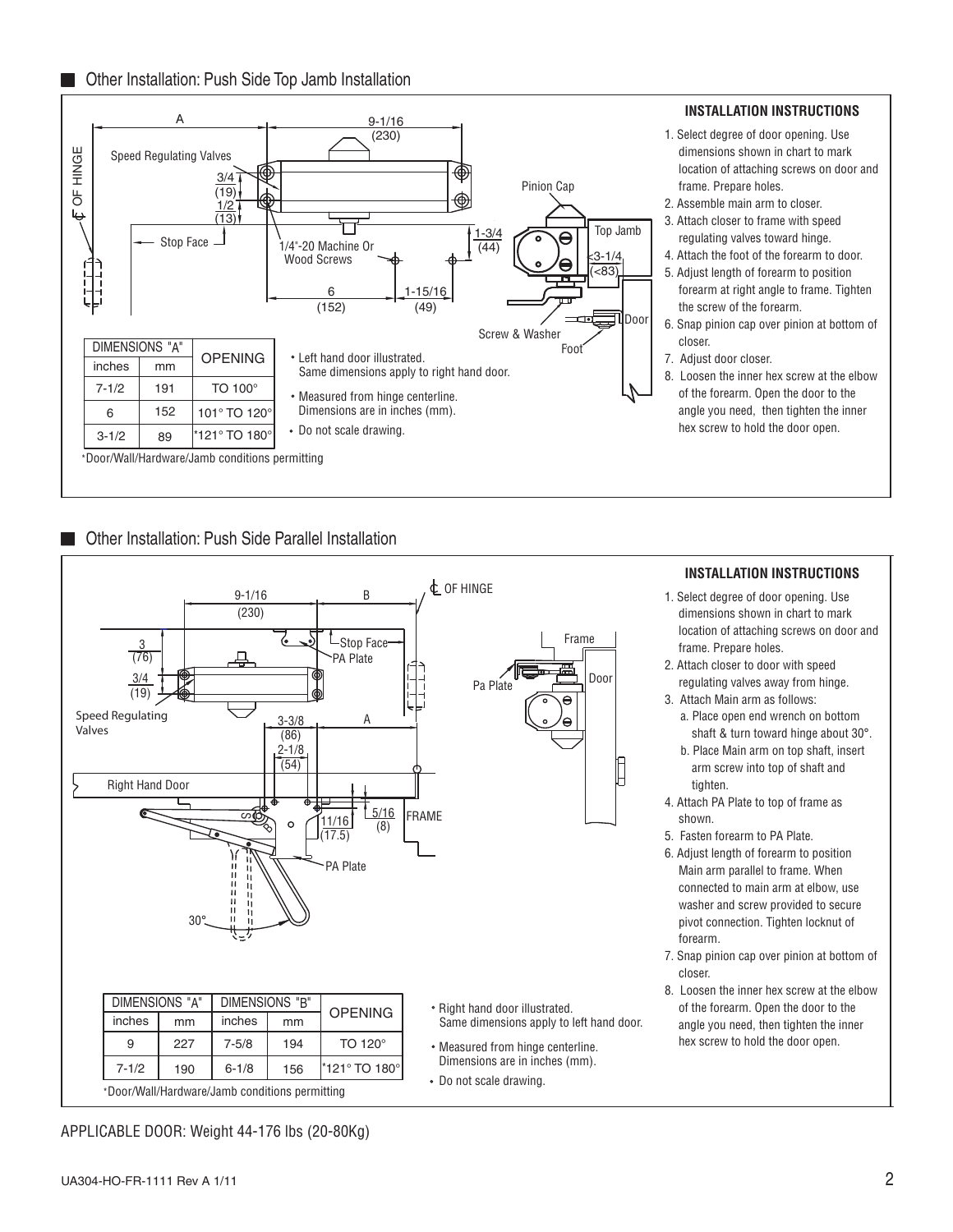## Other Installation: Push Side Top Jamb Installation

A

9-1/16
(230)

℄ OF HINGE

Speed Regulating Valves

3/4
(19)
1/2
(13)

Stop Face

1/4"-20 Machine Or Wood Screws

1-3/4
(44)

6
(152)

1-15/16
(49)

Pinion Cap

Top Jamb

3-1/4
(<83)

Screw & Washer

Foot

Door

| DIMENSIONS "A" | | OPENING |
|---|---|---|
| inches | mm | |
| 7-1/2 | 191 | TO 100° |
| 6 | 152 | 101° TO 120° |
| 3-1/2 | 89 | *121° TO 180° |

*Door/Wall/Hardware/Jamb conditions permitting

- Left hand door illustrated. Same dimensions apply to right hand door.
- Measured from hinge centerline. Dimensions are in inches (mm).
- Do not scale drawing.

### INSTALLATION INSTRUCTIONS

1. Select degree of door opening. Use dimensions shown in chart to mark location of attaching screws on door and frame. Prepare holes.
2. Assemble main arm to closer.
3. Attach closer to frame with speed regulating valves toward hinge.
4. Attach the foot of the forearm to door.
5. Adjust length of forearm to position forearm at right angle to frame. Tighten the screw of the forearm.
6. Snap pinion cap over pinion at bottom of closer.
7. Adjust door closer.
8. Loosen the inner hex screw at the elbow of the forearm. Open the door to the angle you need, then tighten the inner hex screw to hold the door open.

## Other Installation: Push Side Parallel Installation

9-1/16
(230)

B

℄ OF HINGE

3
(76)

3/4
(19)

Stop Face

PA Plate

Speed Regulating Valves

3-3/8
(86)

2-1/8
(54)

A

Right Hand Door

11/16
(17.5)

5/16
(8)

FRAME

PA Plate

30°

Frame

Pa Plate

Door

| DIMENSIONS "A" | | DIMENSIONS "B" | | OPENING |
|---|---|---|---|---|
| inches | mm | inches | mm | |
| 9 | 227 | 7-5/8 | 194 | TO 120° |
| 7-1/2 | 190 | 6-1/8 | 156 | *121° TO 180° |

*Door/Wall/Hardware/Jamb conditions permitting

- Right hand door illustrated. Same dimensions apply to left hand door.
- Measured from hinge centerline. Dimensions are in inches (mm).
- Do not scale drawing.

### INSTALLATION INSTRUCTIONS

1. Select degree of door opening. Use dimensions shown in chart to mark location of attaching screws on door and frame. Prepare holes.
2. Attach closer to door with speed regulating valves away from hinge.
3. Attach Main arm as follows:
   a. Place open end wrench on bottom shaft & turn toward hinge about 30°.
   b. Place Main arm on top shaft, insert arm screw into top of shaft and tighten.
4. Attach PA Plate to top of frame as shown.
5. Fasten forearm to PA Plate.
6. Adjust length of forearm to position Main arm parallel to frame. When connected to main arm at elbow, use washer and screw provided to secure pivot connection. Tighten locknut of forearm.
7. Snap pinion cap over pinion at bottom of closer.
8. Loosen the inner hex screw at the elbow of the forearm. Open the door to the angle you need, then tighten the inner hex screw to hold the door open.

APPLICABLE DOOR: Weight 44-176 lbs (20-80Kg)

UA304-HO-FR-1111 Rev A 1/11